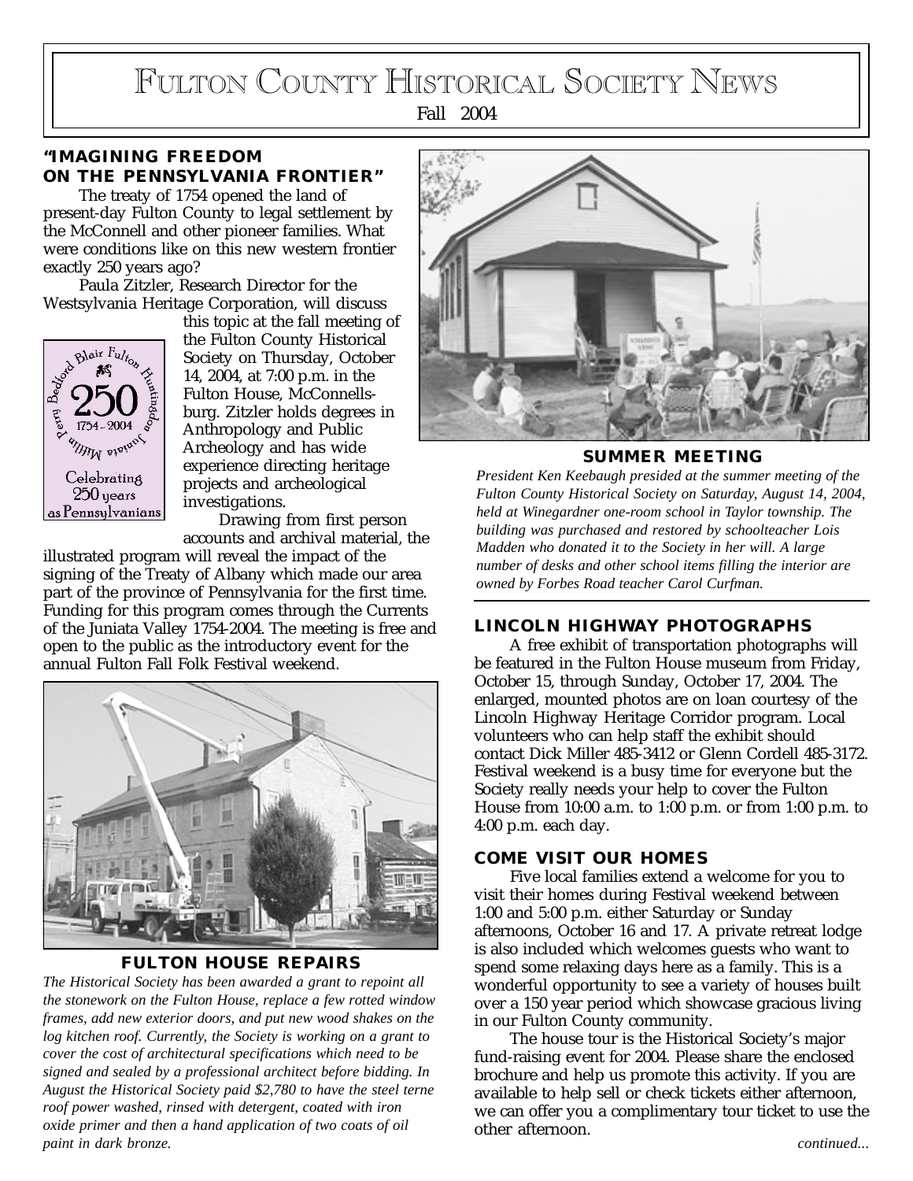# FULTON COUNTY HISTORICAL SOCIETY NEWS

Fall 2004

## "IMAGINING FREEDOM ON THE PENNSYLVANIA FRONTIER"

The treaty of 1754 opened the land of present-day Fulton County to legal settlement by the McConnell and other pioneer families. What were conditions like on this new western frontier exactly 250 years ago?

Paula Zitzler, Research Director for the Westsylvania Heritage Corporation, will discuss this topic at the fall meeting of the Fulton County Historical Society on Thursday, October 14, 2004, at 7:00 p.m. in the Fulton House, McConnellsburg. Zitzler holds degrees in Anthropology and Public Archeology and has wide experience directing heritage projects and archeological investigations.

Bedford Blair Fulton Huntingdon Juniata Mifflin Perry
250
1754 - 2004
Celebrating 250 years as Pennsylvanians

Drawing from first person accounts and archival material, the illustrated program will reveal the impact of the signing of the Treaty of Albany which made our area part of the province of Pennsylvania for the first time. Funding for this program comes through the Currents of the Juniata Valley 1754-2004. The meeting is free and open to the public as the introductory event for the annual Fulton Fall Folk Festival weekend.

**FULTON HOUSE REPAIRS**

*The Historical Society has been awarded a grant to repoint all the stonework on the Fulton House, replace a few rotted window frames, add new exterior doors, and put new wood shakes on the log kitchen roof. Currently, the Society is working on a grant to cover the cost of architectural specifications which need to be signed and sealed by a professional architect before bidding. In August the Historical Society paid $2,780 to have the steel terne roof power washed, rinsed with detergent, coated with iron oxide primer and then a hand application of two coats of oil paint in dark bronze.*

**SUMMER MEETING**

*President Ken Keebaugh presided at the summer meeting of the Fulton County Historical Society on Saturday, August 14, 2004, held at Winegardner one-room school in Taylor township. The building was purchased and restored by schoolteacher Lois Madden who donated it to the Society in her will. A large number of desks and other school items filling the interior are owned by Forbes Road teacher Carol Curfman.*

## LINCOLN HIGHWAY PHOTOGRAPHS

A free exhibit of transportation photographs will be featured in the Fulton House museum from Friday, October 15, through Sunday, October 17, 2004. The enlarged, mounted photos are on loan courtesy of the Lincoln Highway Heritage Corridor program. Local volunteers who can help staff the exhibit should contact Dick Miller 485-3412 or Glenn Cordell 485-3172. Festival weekend is a busy time for everyone but the Society really needs your help to cover the Fulton House from 10:00 a.m. to 1:00 p.m. or from 1:00 p.m. to 4:00 p.m. each day.

## COME VISIT OUR HOMES

Five local families extend a welcome for you to visit their homes during Festival weekend between 1:00 and 5:00 p.m. either Saturday or Sunday afternoons, October 16 and 17. A private retreat lodge is also included which welcomes guests who want to spend some relaxing days here as a family. This is a wonderful opportunity to see a variety of houses built over a 150 year period which showcase gracious living in our Fulton County community.

The house tour is the Historical Society's major fund-raising event for 2004. Please share the enclosed brochure and help us promote this activity. If you are available to help sell or check tickets either afternoon, we can offer you a complimentary tour ticket to use the other afternoon.

*continued...*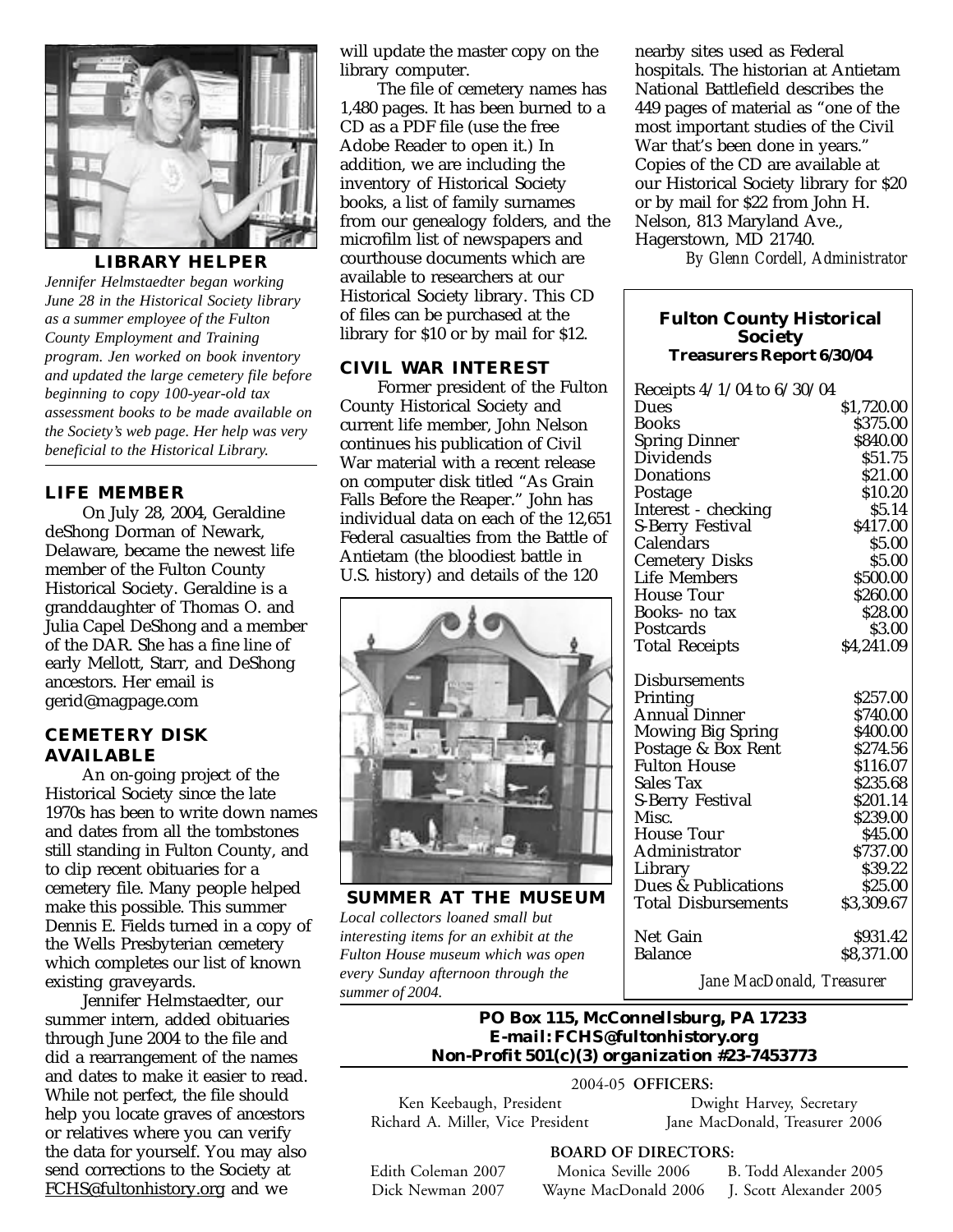**LIBRARY HELPER**

*Jennifer Helmstaedter began working June 28 in the Historical Society library as a summer employee of the Fulton County Employment and Training program. Jen worked on book inventory and updated the large cemetery file before beginning to copy 100-year-old tax assessment books to be made available on the Society's web page. Her help was very beneficial to the Historical Library.*

### LIFE MEMBER

On July 28, 2004, Geraldine deShong Dorman of Newark, Delaware, became the newest life member of the Fulton County Historical Society. Geraldine is a granddaughter of Thomas O. and Julia Capel DeShong and a member of the DAR. She has a fine line of early Mellott, Starr, and DeShong ancestors. Her email is gerid@magpage.com

### CEMETERY DISK AVAILABLE

An on-going project of the Historical Society since the late 1970s has been to write down names and dates from all the tombstones still standing in Fulton County, and to clip recent obituaries for a cemetery file. Many people helped make this possible. This summer Dennis E. Fields turned in a copy of the Wells Presbyterian cemetery which completes our list of known existing graveyards.

Jennifer Helmstaedter, our summer intern, added obituaries through June 2004 to the file and did a rearrangement of the names and dates to make it easier to read. While not perfect, the file should help you locate graves of ancestors or relatives where you can verify the data for yourself. You may also send corrections to the Society at FCHS@fultonhistory.org and we will update the master copy on the library computer.

The file of cemetery names has 1,480 pages. It has been burned to a CD as a PDF file (use the free Adobe Reader to open it.) In addition, we are including the inventory of Historical Society books, a list of family surnames from our genealogy folders, and the microfilm list of newspapers and courthouse documents which are available to researchers at our Historical Society library. This CD of files can be purchased at the library for $10 or by mail for $12.

### CIVIL WAR INTEREST

Former president of the Fulton County Historical Society and current life member, John Nelson continues his publication of Civil War material with a recent release on computer disk titled "As Grain Falls Before the Reaper." John has individual data on each of the 12,651 Federal casualties from the Battle of Antietam (the bloodiest battle in U.S. history) and details of the 120 nearby sites used as Federal hospitals. The historian at Antietam National Battlefield describes the 449 pages of material as "one of the most important studies of the Civil War that's been done in years." Copies of the CD are available at our Historical Society library for $20 or by mail for $22 from John H. Nelson, 813 Maryland Ave., Hagerstown, MD 21740.

*By Glenn Cordell, Administrator*

**SUMMER AT THE MUSEUM**

*Local collectors loaned small but interesting items for an exhibit at the Fulton House museum which was open every Sunday afternoon through the summer of 2004.*

**Fulton County Historical Society**
**Treasurers Report 6/30/04**

| | |
|---|---|
| Receipts 4/1/04 to 6/30/04 | |
| Dues | $1,720.00 |
| Books | $375.00 |
| Spring Dinner | $840.00 |
| Dividends | $51.75 |
| Donations | $21.00 |
| Postage | $10.20 |
| Interest - checking | $5.14 |
| S-Berry Festival | $417.00 |
| Calendars | $5.00 |
| Cemetery Disks | $5.00 |
| Life Members | $500.00 |
| House Tour | $260.00 |
| Books- no tax | $28.00 |
| Postcards | $3.00 |
| Total Receipts | $4,241.09 |
| Disbursements | |
| Printing | $257.00 |
| Annual Dinner | $740.00 |
| Mowing Big Spring | $400.00 |
| Postage & Box Rent | $274.56 |
| Fulton House | $116.07 |
| Sales Tax | $235.68 |
| S-Berry Festival | $201.14 |
| Misc. | $239.00 |
| House Tour | $45.00 |
| Administrator | $737.00 |
| Library | $39.22 |
| Dues & Publications | $25.00 |
| Total Disbursements | $3,309.67 |
| Net Gain | $931.42 |
| Balance | $8,371.00 |

*Jane MacDonald, Treasurer*

**PO Box 115, McConnellsburg, PA 17233**
**E-mail: FCHS@fultonhistory.org**
**Non-Profit 501(c)(3) organization #23-7453773**

2004-05 **OFFICERS:**

Ken Keebaugh, President
Richard A. Miller, Vice President
Dwight Harvey, Secretary
Jane MacDonald, Treasurer 2006

**BOARD OF DIRECTORS:**

Edith Coleman 2007
Dick Newman 2007
Monica Seville 2006
Wayne MacDonald 2006
B. Todd Alexander 2005
J. Scott Alexander 2005